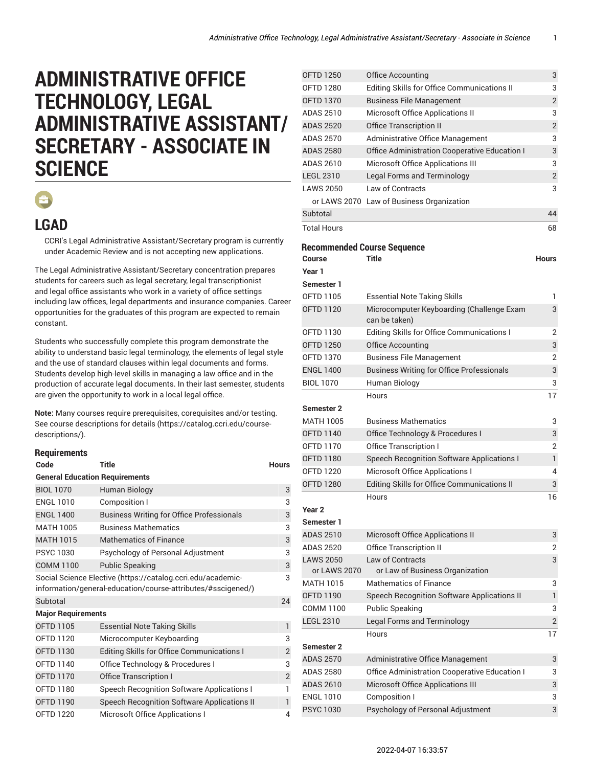# ADMINISTRATIVE OFFICE TECHNOLOGY, LEGAL ADMINISTRATIVE ASSISTANT/ SECRETARY - ASSOCIATE IN SCIENCE

## LGAD

CCRI's Legal Administrative Assistant/Secretary program is currently under Academic Review and is not accepting new applications.

The Legal Administrative Assistant/Secretary concentration prepares students for careers such as legal secretary, legal transcriptionist and legal office assistants who work in a variety of office settings including law offices, legal departments and insurance companies. Career opportunities for the graduates of this program are expected to remain constant.

Students who successfully complete this program demonstrate the ability to understand basic legal terminology, the elements of legal style and the use of standard clauses within legal documents and forms. Students develop high-level skills in managing a law office and in the production of accurate legal documents. In their last semester, students are given the opportunity to work in a local legal office.

**Note:** Many courses require prerequisites, corequisites and/or testing. See course descriptions for details (https://catalog.ccri.edu/course-descriptions/).

### Requirements

| Code | Title | Hours |
|---|---|---|
| **General Education Requirements** | | |
| BIOL 1070 | Human Biology | 3 |
| ENGL 1010 | Composition I | 3 |
| ENGL 1400 | Business Writing for Office Professionals | 3 |
| MATH 1005 | Business Mathematics | 3 |
| MATH 1015 | Mathematics of Finance | 3 |
| PSYC 1030 | Psychology of Personal Adjustment | 3 |
| COMM 1100 | Public Speaking | 3 |
| Social Science Elective (https://catalog.ccri.edu/academic-information/general-education/course-attributes/#sscigened/) | | 3 |
| Subtotal | | 24 |
| **Major Requirements** | | |
| OFTD 1105 | Essential Note Taking Skills | 1 |
| OFTD 1120 | Microcomputer Keyboarding | 3 |
| OFTD 1130 | Editing Skills for Office Communications I | 2 |
| OFTD 1140 | Office Technology & Procedures I | 3 |
| OFTD 1170 | Office Transcription I | 2 |
| OFTD 1180 | Speech Recognition Software Applications I | 1 |
| OFTD 1190 | Speech Recognition Software Applications II | 1 |
| OFTD 1220 | Microsoft Office Applications I | 4 |
| OFTD 1250 | Office Accounting | 3 |
| OFTD 1280 | Editing Skills for Office Communications II | 3 |
| OFTD 1370 | Business File Management | 2 |
| ADAS 2510 | Microsoft Office Applications II | 3 |
| ADAS 2520 | Office Transcription II | 2 |
| ADAS 2570 | Administrative Office Management | 3 |
| ADAS 2580 | Office Administration Cooperative Education I | 3 |
| ADAS 2610 | Microsoft Office Applications III | 3 |
| LEGL 2310 | Legal Forms and Terminology | 2 |
| LAWS 2050 | Law of Contracts | 3 |
| or LAWS 2070 | Law of Business Organization | |
| Subtotal | | 44 |
| Total Hours | | 68 |

### Recommended Course Sequence

| Course | Title | Hours |
|---|---|---|
| **Year 1** | | |
| **Semester 1** | | |
| OFTD 1105 | Essential Note Taking Skills | 1 |
| OFTD 1120 | Microcomputer Keyboarding (Challenge Exam can be taken) | 3 |
| OFTD 1130 | Editing Skills for Office Communications I | 2 |
| OFTD 1250 | Office Accounting | 3 |
| OFTD 1370 | Business File Management | 2 |
| ENGL 1400 | Business Writing for Office Professionals | 3 |
| BIOL 1070 | Human Biology | 3 |
| | Hours | 17 |
| **Semester 2** | | |
| MATH 1005 | Business Mathematics | 3 |
| OFTD 1140 | Office Technology & Procedures I | 3 |
| OFTD 1170 | Office Transcription I | 2 |
| OFTD 1180 | Speech Recognition Software Applications I | 1 |
| OFTD 1220 | Microsoft Office Applications I | 4 |
| OFTD 1280 | Editing Skills for Office Communications II | 3 |
| | Hours | 16 |
| **Year 2** | | |
| **Semester 1** | | |
| ADAS 2510 | Microsoft Office Applications II | 3 |
| ADAS 2520 | Office Transcription II | 2 |
| LAWS 2050 or LAWS 2070 | Law of Contracts or Law of Business Organization | 3 |
| MATH 1015 | Mathematics of Finance | 3 |
| OFTD 1190 | Speech Recognition Software Applications II | 1 |
| COMM 1100 | Public Speaking | 3 |
| LEGL 2310 | Legal Forms and Terminology | 2 |
| | Hours | 17 |
| **Semester 2** | | |
| ADAS 2570 | Administrative Office Management | 3 |
| ADAS 2580 | Office Administration Cooperative Education I | 3 |
| ADAS 2610 | Microsoft Office Applications III | 3 |
| ENGL 1010 | Composition I | 3 |
| PSYC 1030 | Psychology of Personal Adjustment | 3 |

2022-04-07 16:33:57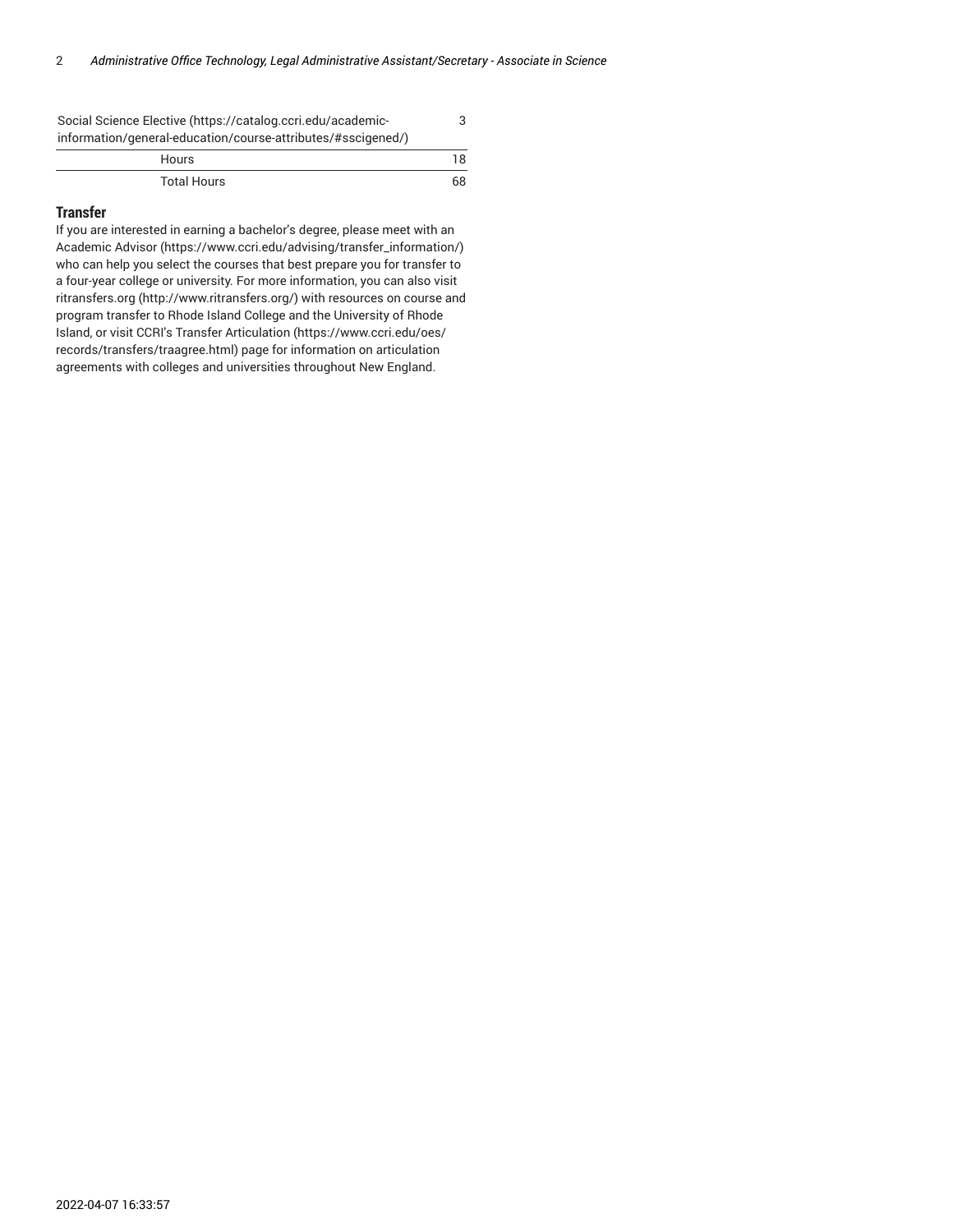| | |
|---|---|
| Social Science Elective (https://catalog.ccri.edu/academic-information/general-education/course-attributes/#sscigened/) | 3 |
| Hours | 18 |
| Total Hours | 68 |

### Transfer

If you are interested in earning a bachelor's degree, please meet with an Academic Advisor (https://www.ccri.edu/advising/transfer_information/) who can help you select the courses that best prepare you for transfer to a four-year college or university. For more information, you can also visit ritransfers.org (http://www.ritransfers.org/) with resources on course and program transfer to Rhode Island College and the University of Rhode Island, or visit CCRI's Transfer Articulation (https://www.ccri.edu/oes/records/transfers/traagree.html) page for information on articulation agreements with colleges and universities throughout New England.